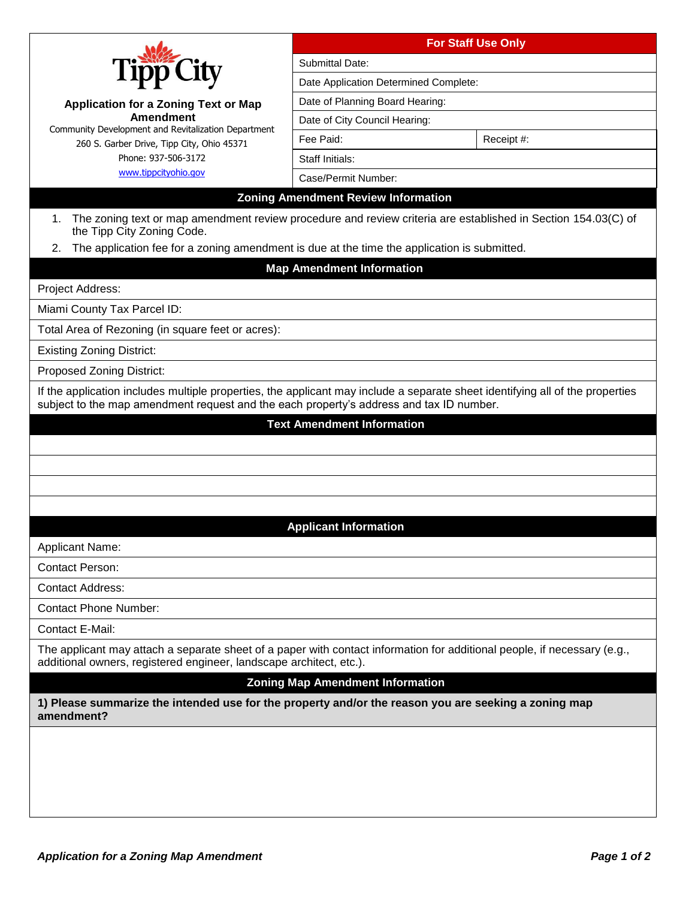**Tipp City**

## Application for a Zoning Text or Map Amendment

Community Development and Revitalization Department
260 S. Garber Drive, Tipp City, Ohio 45371
Phone: 937-506-3172
www.tippcityohio.gov

| For Staff Use Only | |
|---|---|
| Submittal Date: | |
| Date Application Determined Complete: | |
| Date of Planning Board Hearing: | |
| Date of City Council Hearing: | |
| Fee Paid: | Receipt #: |
| Staff Initials: | |
| Case/Permit Number: | |

### Zoning Amendment Review Information

1. The zoning text or map amendment review procedure and review criteria are established in Section 154.03(C) of the Tipp City Zoning Code.
2. The application fee for a zoning amendment is due at the time the application is submitted.

### Map Amendment Information

Project Address:

Miami County Tax Parcel ID:

Total Area of Rezoning (in square feet or acres):

Existing Zoning District:

Proposed Zoning District:

If the application includes multiple properties, the applicant may include a separate sheet identifying all of the properties subject to the map amendment request and the each property's address and tax ID number.

### Text Amendment Information

### Applicant Information

Applicant Name:

Contact Person:

Contact Address:

Contact Phone Number:

Contact E-Mail:

The applicant may attach a separate sheet of a paper with contact information for additional people, if necessary (e.g., additional owners, registered engineer, landscape architect, etc.).

### Zoning Map Amendment Information

**1) Please summarize the intended use for the property and/or the reason you are seeking a zoning map amendment?**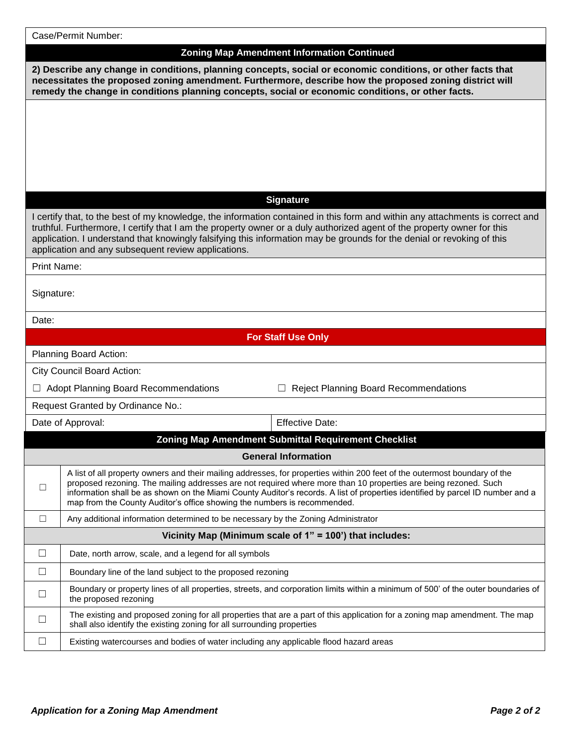Case/Permit Number:

## Zoning Map Amendment Information Continued

**2) Describe any change in conditions, planning concepts, social or economic conditions, or other facts that necessitates the proposed zoning amendment. Furthermore, describe how the proposed zoning district will remedy the change in conditions planning concepts, social or economic conditions, or other facts.**

## Signature

I certify that, to the best of my knowledge, the information contained in this form and within any attachments is correct and truthful. Furthermore, I certify that I am the property owner or a duly authorized agent of the property owner for this application. I understand that knowingly falsifying this information may be grounds for the denial or revoking of this application and any subsequent review applications.

Print Name:

Signature:

Date:

## For Staff Use Only

Planning Board Action:

City Council Board Action:

☐ Adopt Planning Board Recommendations ☐ Reject Planning Board Recommendations

Request Granted by Ordinance No.:

| | |
|---|---|
| Date of Approval: | Effective Date: |

## Zoning Map Amendment Submittal Requirement Checklist

### General Information

| | |
|---|---|
| ☐ | A list of all property owners and their mailing addresses, for properties within 200 feet of the outermost boundary of the proposed rezoning. The mailing addresses are not required where more than 10 properties are being rezoned. Such information shall be as shown on the Miami County Auditor's records. A list of properties identified by parcel ID number and a map from the County Auditor's office showing the numbers is recommended. |
| ☐ | Any additional information determined to be necessary by the Zoning Administrator |

### Vicinity Map (Minimum scale of 1" = 100') that includes:

| | |
|---|---|
| ☐ | Date, north arrow, scale, and a legend for all symbols |
| ☐ | Boundary line of the land subject to the proposed rezoning |
| ☐ | Boundary or property lines of all properties, streets, and corporation limits within a minimum of 500' of the outer boundaries of the proposed rezoning |
| ☐ | The existing and proposed zoning for all properties that are a part of this application for a zoning map amendment. The map shall also identify the existing zoning for all surrounding properties |
| ☐ | Existing watercourses and bodies of water including any applicable flood hazard areas |